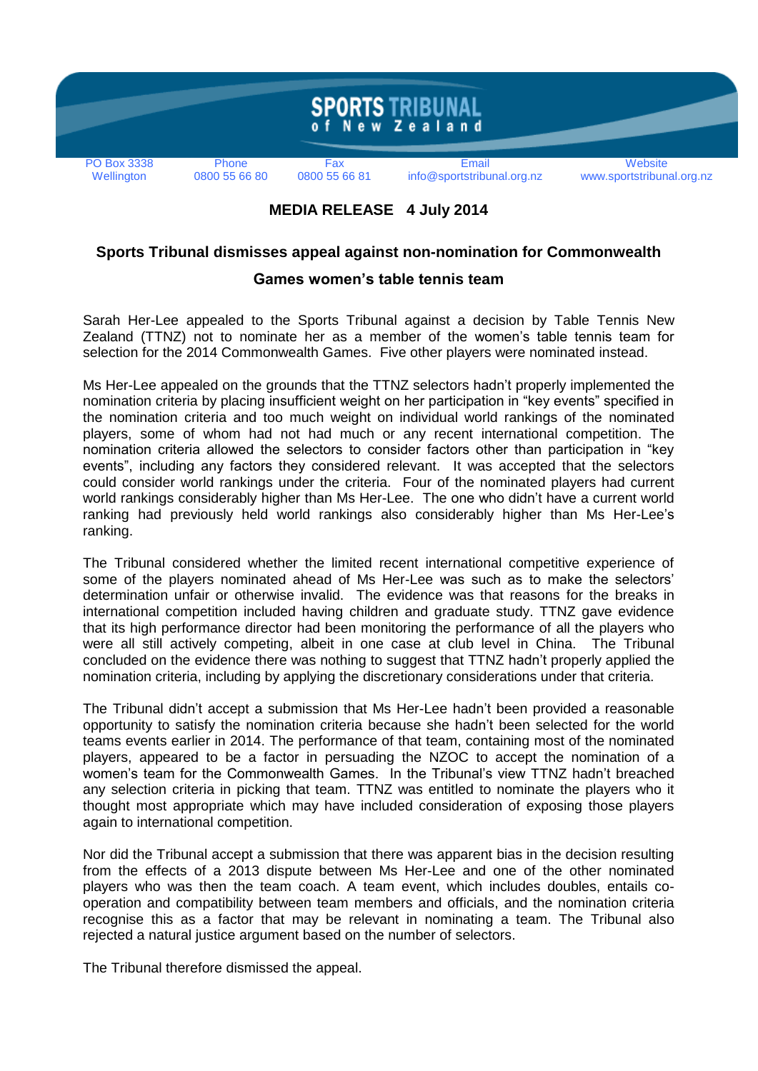# SPORTS TRIBUNAL of New Zealand

| PO Box 3338 Wellington | Phone 0800 55 66 80 | Fax 0800 55 66 81 | Email info@sportstribunal.org.nz | Website www.sportstribunal.org.nz |
|---|---|---|---|---|

**MEDIA RELEASE 4 July 2014**

## Sports Tribunal dismisses appeal against non-nomination for Commonwealth Games women's table tennis team

Sarah Her-Lee appealed to the Sports Tribunal against a decision by Table Tennis New Zealand (TTNZ) not to nominate her as a member of the women's table tennis team for selection for the 2014 Commonwealth Games. Five other players were nominated instead.

Ms Her-Lee appealed on the grounds that the TTNZ selectors hadn't properly implemented the nomination criteria by placing insufficient weight on her participation in "key events" specified in the nomination criteria and too much weight on individual world rankings of the nominated players, some of whom had not had much or any recent international competition. The nomination criteria allowed the selectors to consider factors other than participation in "key events", including any factors they considered relevant. It was accepted that the selectors could consider world rankings under the criteria. Four of the nominated players had current world rankings considerably higher than Ms Her-Lee. The one who didn't have a current world ranking had previously held world rankings also considerably higher than Ms Her-Lee's ranking.

The Tribunal considered whether the limited recent international competitive experience of some of the players nominated ahead of Ms Her-Lee was such as to make the selectors' determination unfair or otherwise invalid. The evidence was that reasons for the breaks in international competition included having children and graduate study. TTNZ gave evidence that its high performance director had been monitoring the performance of all the players who were all still actively competing, albeit in one case at club level in China. The Tribunal concluded on the evidence there was nothing to suggest that TTNZ hadn't properly applied the nomination criteria, including by applying the discretionary considerations under that criteria.

The Tribunal didn't accept a submission that Ms Her-Lee hadn't been provided a reasonable opportunity to satisfy the nomination criteria because she hadn't been selected for the world teams events earlier in 2014. The performance of that team, containing most of the nominated players, appeared to be a factor in persuading the NZOC to accept the nomination of a women's team for the Commonwealth Games. In the Tribunal's view TTNZ hadn't breached any selection criteria in picking that team. TTNZ was entitled to nominate the players who it thought most appropriate which may have included consideration of exposing those players again to international competition.

Nor did the Tribunal accept a submission that there was apparent bias in the decision resulting from the effects of a 2013 dispute between Ms Her-Lee and one of the other nominated players who was then the team coach. A team event, which includes doubles, entails co-operation and compatibility between team members and officials, and the nomination criteria recognise this as a factor that may be relevant in nominating a team. The Tribunal also rejected a natural justice argument based on the number of selectors.

The Tribunal therefore dismissed the appeal.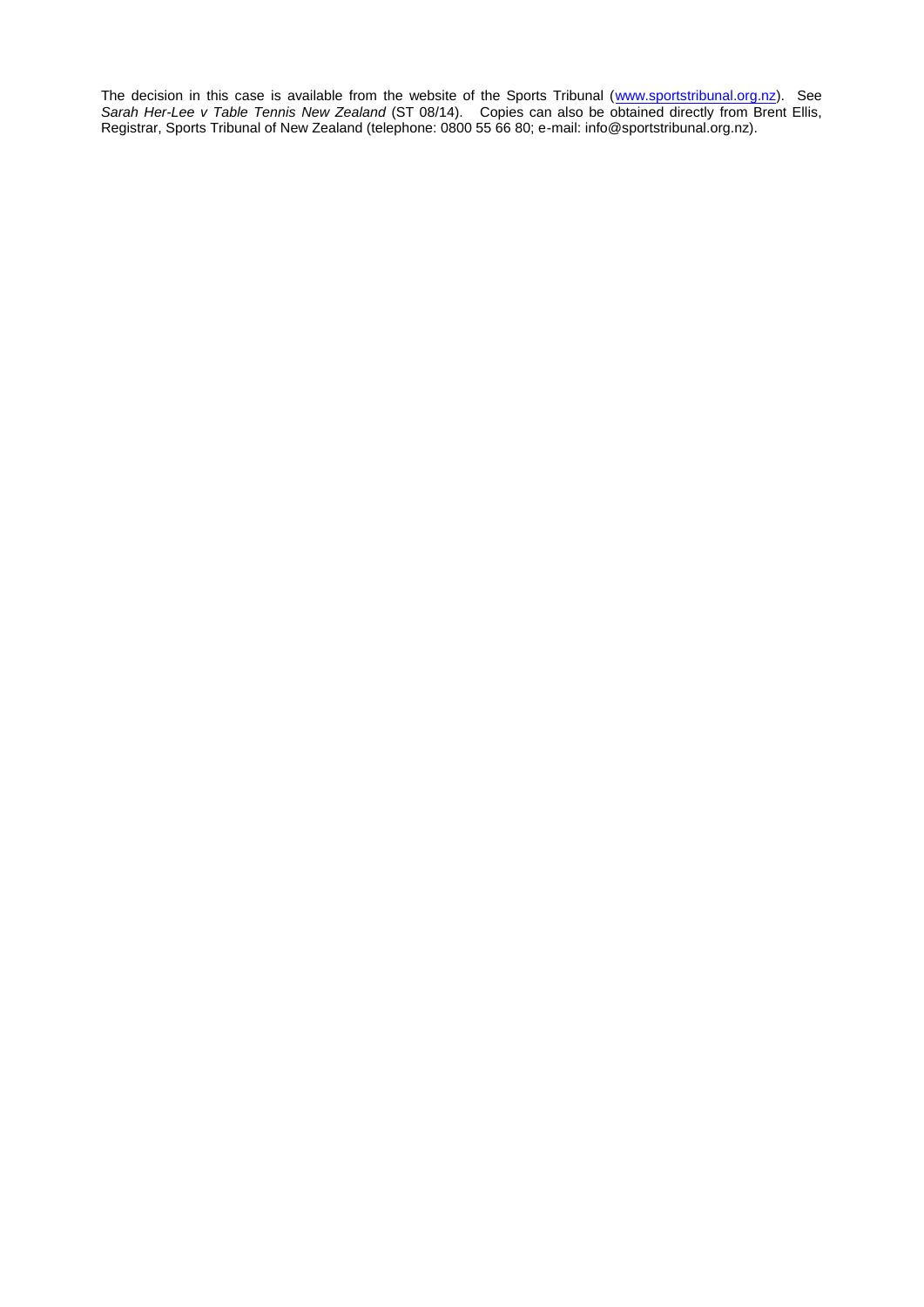The decision in this case is available from the website of the Sports Tribunal ([www.sportstribunal.org.nz](http://www.sportstribunal.org.nz)). See *Sarah Her-Lee v Table Tennis New Zealand* (ST 08/14). Copies can also be obtained directly from Brent Ellis, Registrar, Sports Tribunal of New Zealand (telephone: 0800 55 66 80; e-mail: info@sportstribunal.org.nz).